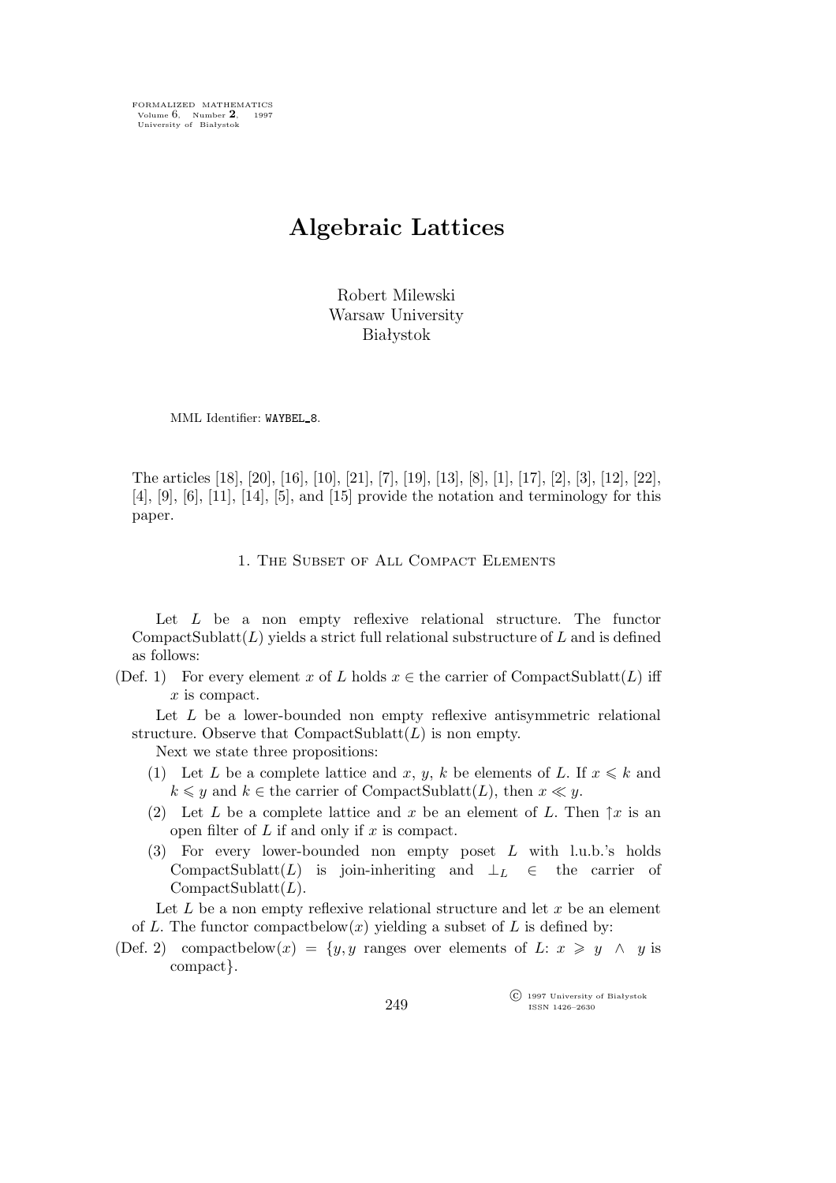FORMALIZED MATHEMATICS
Volume 6, Number **2**, 1997
University of Białystok

# Algebraic Lattices

Robert Milewski
Warsaw University
Białystok

MML Identifier: WAYBEL_8.

The articles [18], [20], [16], [10], [21], [7], [19], [13], [8], [1], [17], [2], [3], [12], [22], [4], [9], [6], [11], [14], [5], and [15] provide the notation and terminology for this paper.

## 1. The Subset of All Compact Elements

Let $L$ be a non empty reflexive relational structure. The functor CompactSublatt($L$) yields a strict full relational substructure of $L$ and is defined as follows:

(Def. 1) For every element $x$ of $L$ holds $x \in$ the carrier of CompactSublatt($L$) iff $x$ is compact.

Let $L$ be a lower-bounded non empty reflexive antisymmetric relational structure. Observe that CompactSublatt($L$) is non empty.

Next we state three propositions:

(1) Let $L$ be a complete lattice and $x$, $y$, $k$ be elements of $L$. If $x \leqslant k$ and $k \leqslant y$ and $k \in$ the carrier of CompactSublatt($L$), then $x \ll y$.

(2) Let $L$ be a complete lattice and $x$ be an element of $L$. Then $\uparrow x$ is an open filter of $L$ if and only if $x$ is compact.

(3) For every lower-bounded non empty poset $L$ with l.u.b.'s holds CompactSublatt($L$) is join-inheriting and $\perp_L \in$ the carrier of CompactSublatt($L$).

Let $L$ be a non empty reflexive relational structure and let $x$ be an element of $L$. The functor compactbelow($x$) yielding a subset of $L$ is defined by:

(Def. 2) compactbelow($x$) $= \{y, y$ ranges over elements of $L$: $x \geqslant y \ \wedge \ y$ is compact$\}$.

© 1997 University of Białystok
ISSN 1426–2630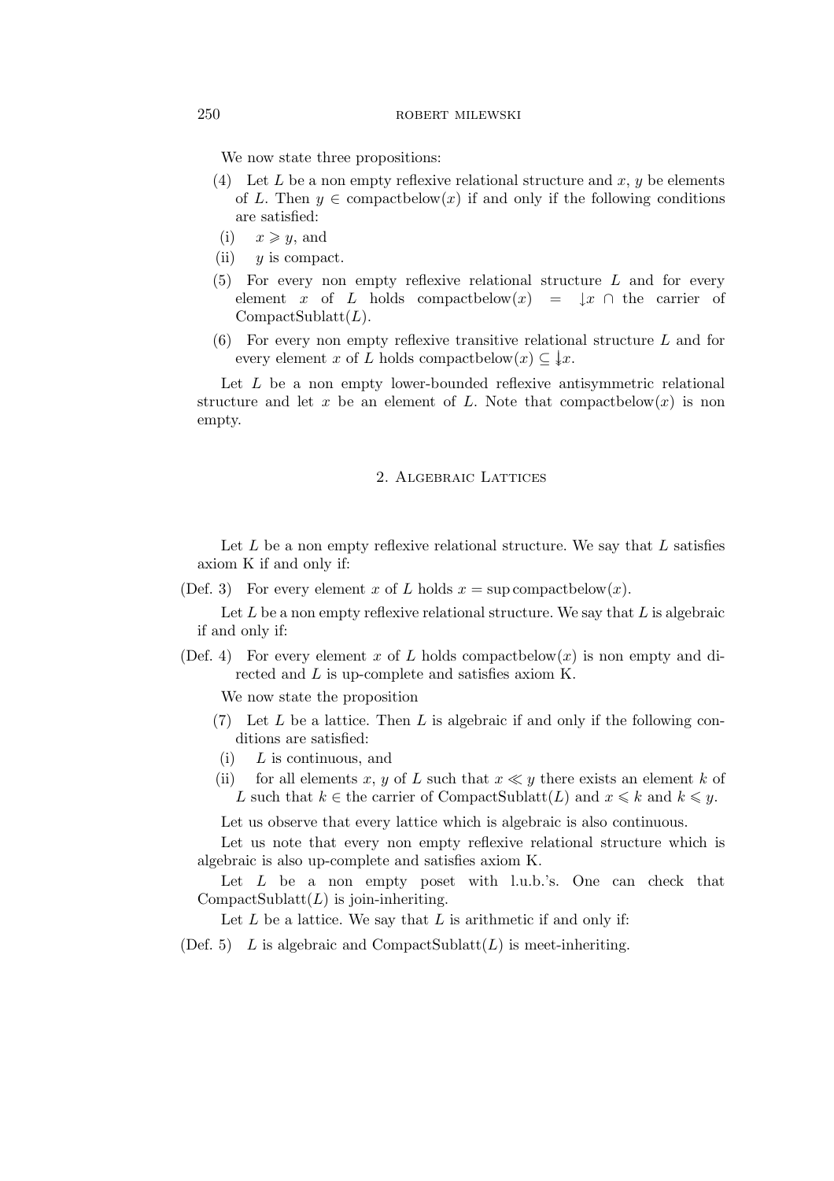We now state three propositions:

(4) Let $L$ be a non empty reflexive relational structure and $x$, $y$ be elements of $L$. Then $y \in \text{compactbelow}(x)$ if and only if the following conditions are satisfied:

(i) $x \geqslant y$, and

(ii) $y$ is compact.

(5) For every non empty reflexive relational structure $L$ and for every element $x$ of $L$ holds $\text{compactbelow}(x) = {\downarrow}x \cap$ the carrier of $\text{CompactSublatt}(L)$.

(6) For every non empty reflexive transitive relational structure $L$ and for every element $x$ of $L$ holds $\text{compactbelow}(x) \subseteq {\downarrow}x$.

Let $L$ be a non empty lower-bounded reflexive antisymmetric relational structure and let $x$ be an element of $L$. Note that $\text{compactbelow}(x)$ is non empty.

## 2. Algebraic Lattices

Let $L$ be a non empty reflexive relational structure. We say that $L$ satisfies axiom K if and only if:

(Def. 3) For every element $x$ of $L$ holds $x = \sup \text{compactbelow}(x)$.

Let $L$ be a non empty reflexive relational structure. We say that $L$ is algebraic if and only if:

(Def. 4) For every element $x$ of $L$ holds $\text{compactbelow}(x)$ is non empty and directed and $L$ is up-complete and satisfies axiom K.

We now state the proposition

(7) Let $L$ be a lattice. Then $L$ is algebraic if and only if the following conditions are satisfied:

(i) $L$ is continuous, and

(ii) for all elements $x$, $y$ of $L$ such that $x \ll y$ there exists an element $k$ of $L$ such that $k \in$ the carrier of $\text{CompactSublatt}(L)$ and $x \leqslant k$ and $k \leqslant y$.

Let us observe that every lattice which is algebraic is also continuous.

Let us note that every non empty reflexive relational structure which is algebraic is also up-complete and satisfies axiom K.

Let $L$ be a non empty poset with l.u.b.'s. One can check that $\text{CompactSublatt}(L)$ is join-inheriting.

Let $L$ be a lattice. We say that $L$ is arithmetic if and only if:

(Def. 5) $L$ is algebraic and $\text{CompactSublatt}(L)$ is meet-inheriting.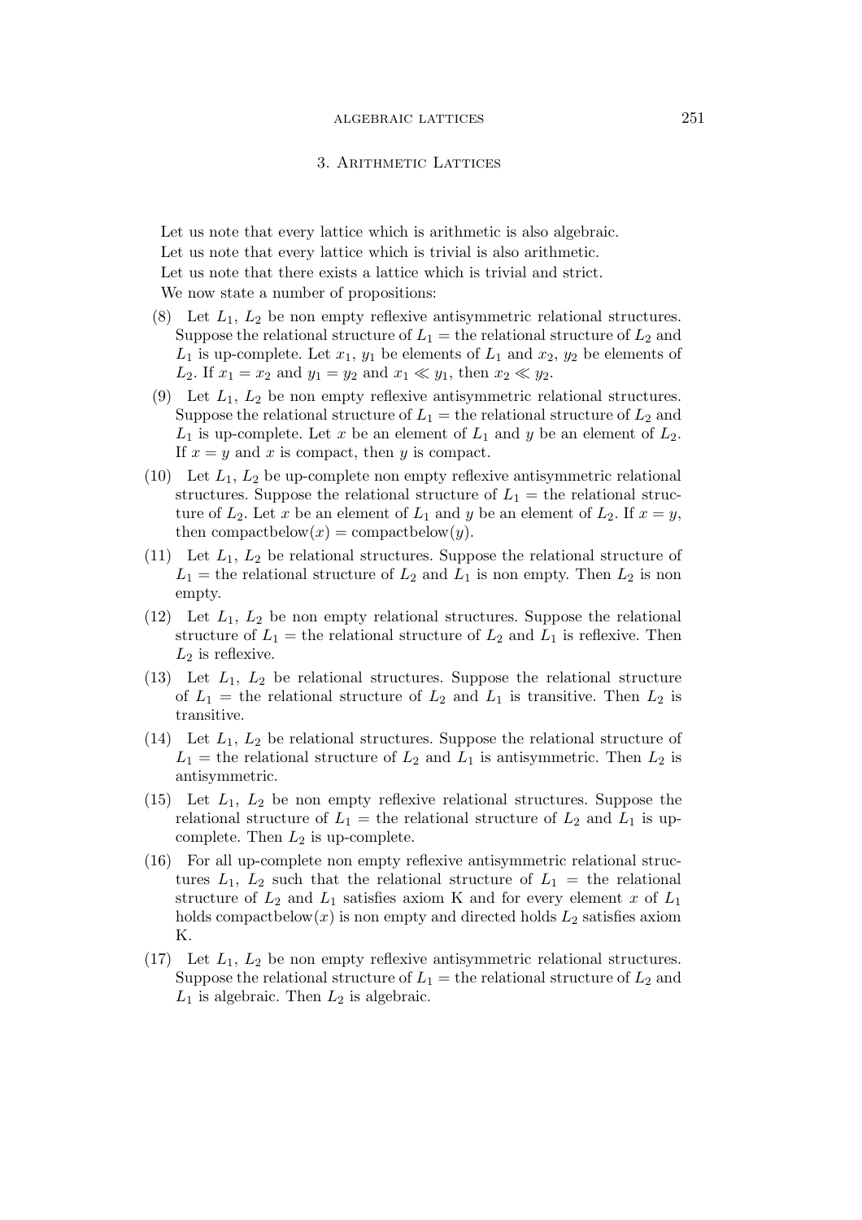## 3. Arithmetic Lattices

Let us note that every lattice which is arithmetic is also algebraic.

Let us note that every lattice which is trivial is also arithmetic.

Let us note that there exists a lattice which is trivial and strict.

We now state a number of propositions:

(8) Let $L_1$, $L_2$ be non empty reflexive antisymmetric relational structures. Suppose the relational structure of $L_1$ = the relational structure of $L_2$ and $L_1$ is up-complete. Let $x_1$, $y_1$ be elements of $L_1$ and $x_2$, $y_2$ be elements of $L_2$. If $x_1 = x_2$ and $y_1 = y_2$ and $x_1 \ll y_1$, then $x_2 \ll y_2$.

(9) Let $L_1$, $L_2$ be non empty reflexive antisymmetric relational structures. Suppose the relational structure of $L_1$ = the relational structure of $L_2$ and $L_1$ is up-complete. Let $x$ be an element of $L_1$ and $y$ be an element of $L_2$. If $x = y$ and $x$ is compact, then $y$ is compact.

(10) Let $L_1$, $L_2$ be up-complete non empty reflexive antisymmetric relational structures. Suppose the relational structure of $L_1$ = the relational structure of $L_2$. Let $x$ be an element of $L_1$ and $y$ be an element of $L_2$. If $x = y$, then compactbelow$(x)$ = compactbelow$(y)$.

(11) Let $L_1$, $L_2$ be relational structures. Suppose the relational structure of $L_1$ = the relational structure of $L_2$ and $L_1$ is non empty. Then $L_2$ is non empty.

(12) Let $L_1$, $L_2$ be non empty relational structures. Suppose the relational structure of $L_1$ = the relational structure of $L_2$ and $L_1$ is reflexive. Then $L_2$ is reflexive.

(13) Let $L_1$, $L_2$ be relational structures. Suppose the relational structure of $L_1$ = the relational structure of $L_2$ and $L_1$ is transitive. Then $L_2$ is transitive.

(14) Let $L_1$, $L_2$ be relational structures. Suppose the relational structure of $L_1$ = the relational structure of $L_2$ and $L_1$ is antisymmetric. Then $L_2$ is antisymmetric.

(15) Let $L_1$, $L_2$ be non empty reflexive relational structures. Suppose the relational structure of $L_1$ = the relational structure of $L_2$ and $L_1$ is up-complete. Then $L_2$ is up-complete.

(16) For all up-complete non empty reflexive antisymmetric relational structures $L_1$, $L_2$ such that the relational structure of $L_1$ = the relational structure of $L_2$ and $L_1$ satisfies axiom K and for every element $x$ of $L_1$ holds compactbelow$(x)$ is non empty and directed holds $L_2$ satisfies axiom K.

(17) Let $L_1$, $L_2$ be non empty reflexive antisymmetric relational structures. Suppose the relational structure of $L_1$ = the relational structure of $L_2$ and $L_1$ is algebraic. Then $L_2$ is algebraic.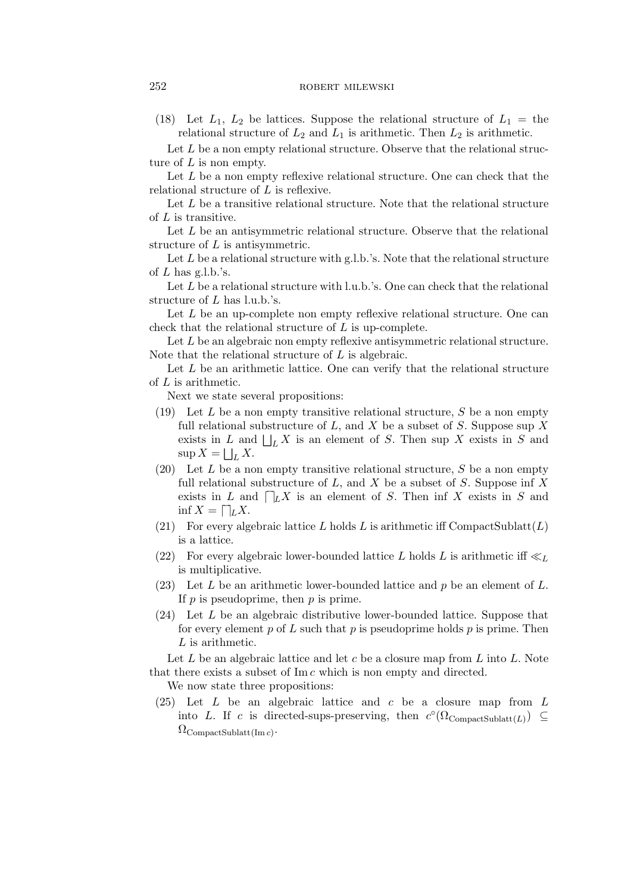(18) Let $L_1$, $L_2$ be lattices. Suppose the relational structure of $L_1$ = the relational structure of $L_2$ and $L_1$ is arithmetic. Then $L_2$ is arithmetic.

Let $L$ be a non empty relational structure. Observe that the relational structure of $L$ is non empty.

Let $L$ be a non empty reflexive relational structure. One can check that the relational structure of $L$ is reflexive.

Let $L$ be a transitive relational structure. Note that the relational structure of $L$ is transitive.

Let $L$ be an antisymmetric relational structure. Observe that the relational structure of $L$ is antisymmetric.

Let $L$ be a relational structure with g.l.b.'s. Note that the relational structure of $L$ has g.l.b.'s.

Let $L$ be a relational structure with l.u.b.'s. One can check that the relational structure of $L$ has l.u.b.'s.

Let $L$ be an up-complete non empty reflexive relational structure. One can check that the relational structure of $L$ is up-complete.

Let $L$ be an algebraic non empty reflexive antisymmetric relational structure. Note that the relational structure of $L$ is algebraic.

Let $L$ be an arithmetic lattice. One can verify that the relational structure of $L$ is arithmetic.

Next we state several propositions:

(19) Let $L$ be a non empty transitive relational structure, $S$ be a non empty full relational substructure of $L$, and $X$ be a subset of $S$. Suppose sup $X$ exists in $L$ and $\bigsqcup_L X$ is an element of $S$. Then sup $X$ exists in $S$ and $\sup X = \bigsqcup_L X$.

(20) Let $L$ be a non empty transitive relational structure, $S$ be a non empty full relational substructure of $L$, and $X$ be a subset of $S$. Suppose inf $X$ exists in $L$ and $\bigsqcap_L X$ is an element of $S$. Then inf $X$ exists in $S$ and $\inf X = \bigsqcap_L X$.

(21) For every algebraic lattice $L$ holds $L$ is arithmetic iff CompactSublatt($L$) is a lattice.

(22) For every algebraic lower-bounded lattice $L$ holds $L$ is arithmetic iff $\ll_L$ is multiplicative.

(23) Let $L$ be an arithmetic lower-bounded lattice and $p$ be an element of $L$. If $p$ is pseudoprime, then $p$ is prime.

(24) Let $L$ be an algebraic distributive lower-bounded lattice. Suppose that for every element $p$ of $L$ such that $p$ is pseudoprime holds $p$ is prime. Then $L$ is arithmetic.

Let $L$ be an algebraic lattice and let $c$ be a closure map from $L$ into $L$. Note that there exists a subset of $\operatorname{Im} c$ which is non empty and directed.

We now state three propositions:

(25) Let $L$ be an algebraic lattice and $c$ be a closure map from $L$ into $L$. If $c$ is directed-sups-preserving, then $c^{\circ}(\Omega_{\text{CompactSublatt}(L)}) \subseteq \Omega_{\text{CompactSublatt}(\operatorname{Im} c)}$.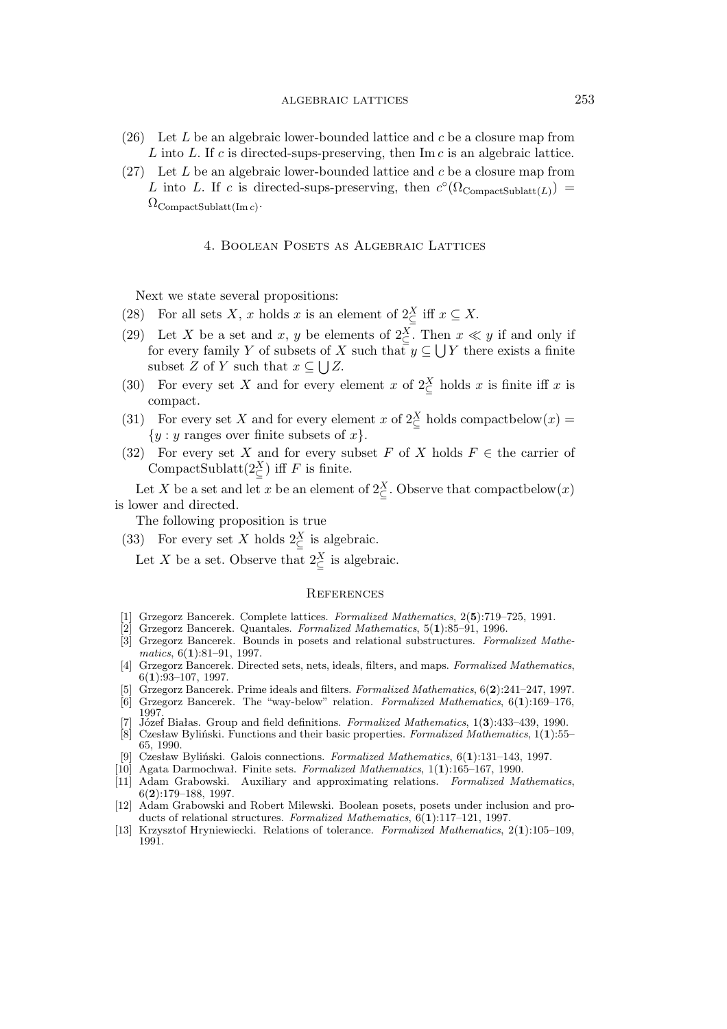(26) Let $L$ be an algebraic lower-bounded lattice and $c$ be a closure map from $L$ into $L$. If $c$ is directed-sups-preserving, then $\operatorname{Im} c$ is an algebraic lattice.

(27) Let $L$ be an algebraic lower-bounded lattice and $c$ be a closure map from $L$ into $L$. If $c$ is directed-sups-preserving, then $c^{\circ}(\Omega_{\mathrm{CompactSublatt}(L)}) = \Omega_{\mathrm{CompactSublatt}(\operatorname{Im} c)}$.

## 4. Boolean Posets as Algebraic Lattices

Next we state several propositions:

(28) For all sets $X$, $x$ holds $x$ is an element of $2^X_{\subseteq}$ iff $x \subseteq X$.

(29) Let $X$ be a set and $x$, $y$ be elements of $2^X_{\subseteq}$. Then $x \ll y$ if and only if for every family $Y$ of subsets of $X$ such that $y \subseteq \bigcup Y$ there exists a finite subset $Z$ of $Y$ such that $x \subseteq \bigcup Z$.

(30) For every set $X$ and for every element $x$ of $2^X_{\subseteq}$ holds $x$ is finite iff $x$ is compact.

(31) For every set $X$ and for every element $x$ of $2^X_{\subseteq}$ holds $\mathrm{compactbelow}(x) = \{y : y \text{ ranges over finite subsets of } x\}$.

(32) For every set $X$ and for every subset $F$ of $X$ holds $F \in$ the carrier of $\mathrm{CompactSublatt}(2^X_{\subseteq})$ iff $F$ is finite.

Let $X$ be a set and let $x$ be an element of $2^X_{\subseteq}$. Observe that $\mathrm{compactbelow}(x)$ is lower and directed.

The following proposition is true

(33) For every set $X$ holds $2^X_{\subseteq}$ is algebraic.

Let $X$ be a set. Observe that $2^X_{\subseteq}$ is algebraic.

## References

[1] Grzegorz Bancerek. Complete lattices. *Formalized Mathematics*, 2(**5**):719–725, 1991.

[2] Grzegorz Bancerek. Quantales. *Formalized Mathematics*, 5(**1**):85–91, 1996.

[3] Grzegorz Bancerek. Bounds in posets and relational substructures. *Formalized Mathematics*, 6(**1**):81–91, 1997.

[4] Grzegorz Bancerek. Directed sets, nets, ideals, filters, and maps. *Formalized Mathematics*, 6(**1**):93–107, 1997.

[5] Grzegorz Bancerek. Prime ideals and filters. *Formalized Mathematics*, 6(**2**):241–247, 1997.

[6] Grzegorz Bancerek. The "way-below" relation. *Formalized Mathematics*, 6(**1**):169–176, 1997.

[7] Józef Białas. Group and field definitions. *Formalized Mathematics*, 1(**3**):433–439, 1990.

[8] Czesław Byliński. Functions and their basic properties. *Formalized Mathematics*, 1(**1**):55–65, 1990.

[9] Czesław Byliński. Galois connections. *Formalized Mathematics*, 6(**1**):131–143, 1997.

[10] Agata Darmochwał. Finite sets. *Formalized Mathematics*, 1(**1**):165–167, 1990.

[11] Adam Grabowski. Auxiliary and approximating relations. *Formalized Mathematics*, 6(**2**):179–188, 1997.

[12] Adam Grabowski and Robert Milewski. Boolean posets, posets under inclusion and products of relational structures. *Formalized Mathematics*, 6(**1**):117–121, 1997.

[13] Krzysztof Hryniewiecki. Relations of tolerance. *Formalized Mathematics*, 2(**1**):105–109, 1991.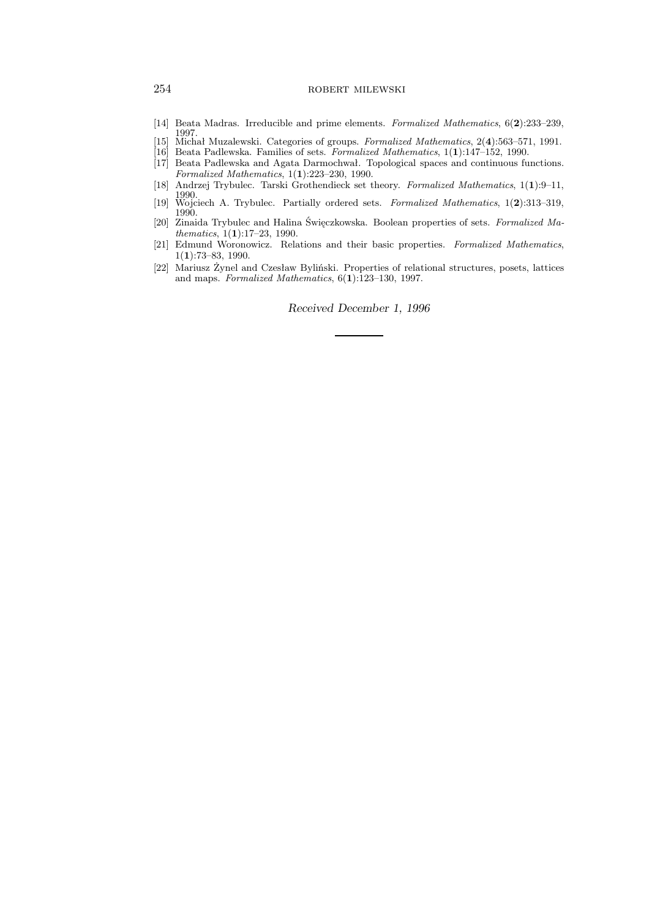- [14] Beata Madras. Irreducible and prime elements. *Formalized Mathematics*, 6(**2**):233–239, 1997.
- [15] Michał Muzalewski. Categories of groups. *Formalized Mathematics*, 2(**4**):563–571, 1991.
- [16] Beata Padlewska. Families of sets. *Formalized Mathematics*, 1(**1**):147–152, 1990.
- [17] Beata Padlewska and Agata Darmochwał. Topological spaces and continuous functions. *Formalized Mathematics*, 1(**1**):223–230, 1990.
- [18] Andrzej Trybulec. Tarski Grothendieck set theory. *Formalized Mathematics*, 1(**1**):9–11, 1990.
- [19] Wojciech A. Trybulec. Partially ordered sets. *Formalized Mathematics*, 1(**2**):313–319, 1990.
- [20] Zinaida Trybulec and Halina Święczkowska. Boolean properties of sets. *Formalized Mathematics*, 1(**1**):17–23, 1990.
- [21] Edmund Woronowicz. Relations and their basic properties. *Formalized Mathematics*, 1(**1**):73–83, 1990.
- [22] Mariusz Żynel and Czesław Byliński. Properties of relational structures, posets, lattices and maps. *Formalized Mathematics*, 6(**1**):123–130, 1997.

*Received December 1, 1996*